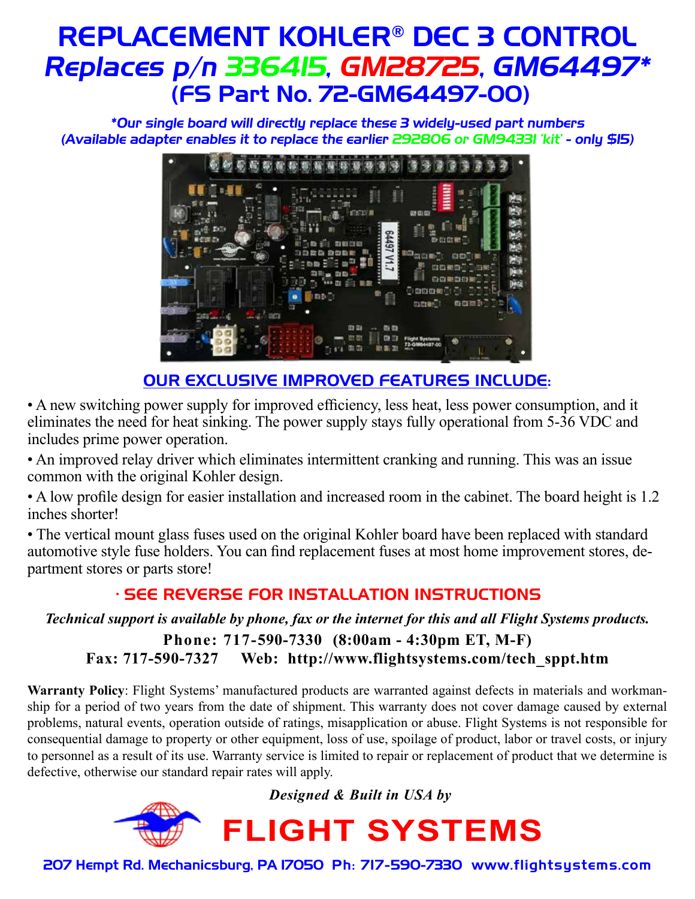# REPLACEMENT KOHLER® DEC 3 CONTROL

## *Replaces p/n 336415, GM28725, GM64497**

## (FS Part No. 72-GM64497-00)

***Our single board will directly replace these 3 widely-used part numbers***
***(Available adapter enables it to replace the earlier 292806 or GM94331 'kit' - only $15)***

## OUR EXCLUSIVE IMPROVED FEATURES INCLUDE:

- A new switching power supply for improved efficiency, less heat, less power consumption, and it eliminates the need for heat sinking. The power supply stays fully operational from 5-36 VDC and includes prime power operation.
- An improved relay driver which eliminates intermittent cranking and running. This was an issue common with the original Kohler design.
- A low profile design for easier installation and increased room in the cabinet. The board height is 1.2 inches shorter!
- The vertical mount glass fuses used on the original Kohler board have been replaced with standard automotive style fuse holders. You can find replacement fuses at most home improvement stores, department stores or parts store!

### · SEE REVERSE FOR INSTALLATION INSTRUCTIONS

***Technical support is available by phone, fax or the internet for this and all Flight Systems products.***

**Phone: 717-590-7330 (8:00am - 4:30pm ET, M-F)**
**Fax: 717-590-7327 Web: http://www.flightsystems.com/tech_sppt.htm**

**Warranty Policy**: Flight Systems' manufactured products are warranted against defects in materials and workmanship for a period of two years from the date of shipment. This warranty does not cover damage caused by external problems, natural events, operation outside of ratings, misapplication or abuse. Flight Systems is not responsible for consequential damage to property or other equipment, loss of use, spoilage of product, labor or travel costs, or injury to personnel as a result of its use. Warranty service is limited to repair or replacement of product that we determine is defective, otherwise our standard repair rates will apply.

***Designed & Built in USA by***

# FLIGHT SYSTEMS

207 Hempt Rd. Mechanicsburg, PA 17050 Ph: 717-590-7330 www.flightsystems.com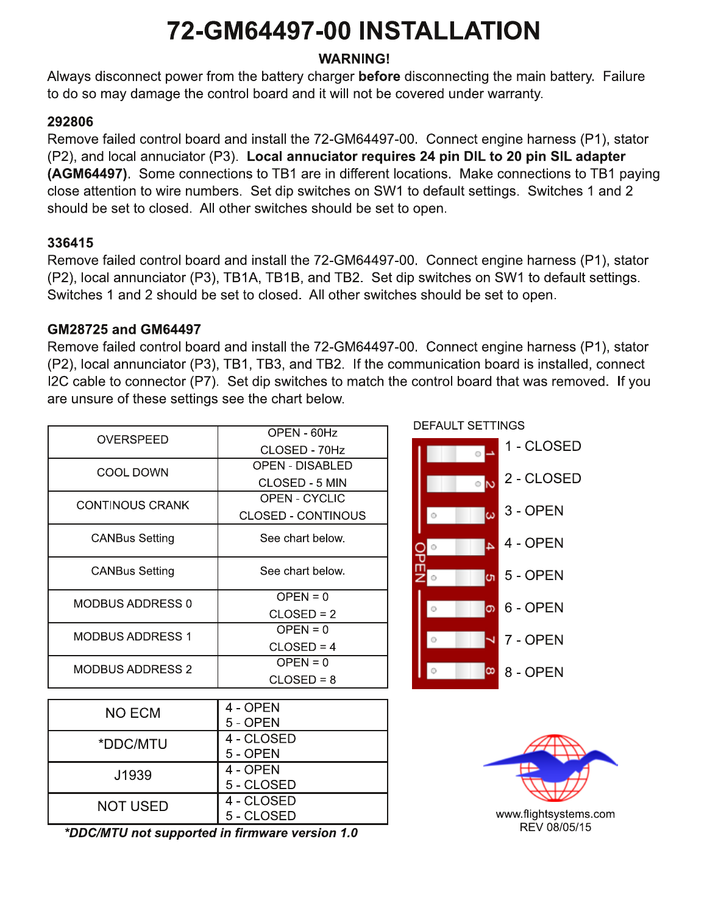# 72-GM64497-00 INSTALLATION

**WARNING!**

Always disconnect power from the battery charger **before** disconnecting the main battery. Failure to do so may damage the control board and it will not be covered under warranty.

### 292806

Remove failed control board and install the 72-GM64497-00. Connect engine harness (P1), stator (P2), and local annuciator (P3). **Local annuciator requires 24 pin DIL to 20 pin SIL adapter (AGM64497)**. Some connections to TB1 are in different locations. Make connections to TB1 paying close attention to wire numbers. Set dip switches on SW1 to default settings. Switches 1 and 2 should be set to closed. All other switches should be set to open.

### 336415

Remove failed control board and install the 72-GM64497-00. Connect engine harness (P1), stator (P2), local annuniator (P3), TB1A, TB1B, and TB2. Set dip switches on SW1 to default settings. Switches 1 and 2 should be set to closed. All other switches should be set to open.

### GM28725 and GM64497

Remove failed control board and install the 72-GM64497-00. Connect engine harness (P1), stator (P2), local annuciator (P3), TB1, TB3, and TB2. If the communication board is installed, connect I2C cable to connector (P7). Set dip switches to match the control board that was removed. If you are unsure of these settings see the chart below.

| | |
|---|---|
| OVERSPEED | OPEN - 60Hz<br>CLOSED - 70Hz |
| COOL DOWN | OPEN - DISABLED<br>CLOSED - 5 MIN |
| CONTINOUS CRANK | OPEN - CYCLIC<br>CLOSED - CONTINOUS |
| CANBus Setting | See chart below. |
| CANBus Setting | See chart below. |
| MODBUS ADDRESS 0 | OPEN = 0<br>CLOSED = 2 |
| MODBUS ADDRESS 1 | OPEN = 0<br>CLOSED = 4 |
| MODBUS ADDRESS 2 | OPEN = 0<br>CLOSED = 8 |

| | |
|---|---|
| NO ECM | 4 - OPEN<br>5 - OPEN |
| *DDC/MTU | 4 - CLOSED<br>5 - OPEN |
| J1939 | 4 - OPEN<br>5 - CLOSED |
| NOT USED | 4 - CLOSED<br>5 - CLOSED |

***DDC/MTU not supported in firmware version 1.0***

DEFAULT SETTINGS

OPEN

1 - CLOSED
2 - CLOSED
3 - OPEN
4 - OPEN
5 - OPEN
6 - OPEN
7 - OPEN
8 - OPEN

www.flightsystems.com
REV 08/05/15